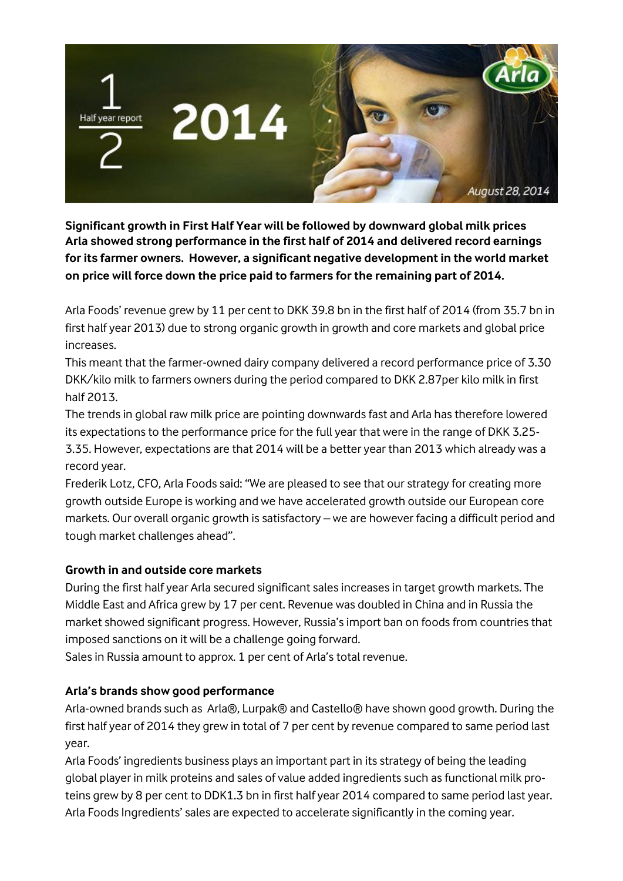# Half year report 2014

August 28, 2014

**Significant growth in First Half Year will be followed by downward global milk prices**
**Arla showed strong performance in the first half of 2014 and delivered record earnings for its farmer owners. However, a significant negative development in the world market on price will force down the price paid to farmers for the remaining part of 2014.**

Arla Foods' revenue grew by 11 per cent to DKK 39.8 bn in the first half of 2014 (from 35.7 bn in first half year 2013) due to strong organic growth in growth and core markets and global price increases.

This meant that the farmer-owned dairy company delivered a record performance price of 3.30 DKK/kilo milk to farmers owners during the period compared to DKK 2.87per kilo milk in first half 2013.

The trends in global raw milk price are pointing downwards fast and Arla has therefore lowered its expectations to the performance price for the full year that were in the range of DKK 3.25-3.35. However, expectations are that 2014 will be a better year than 2013 which already was a record year.

Frederik Lotz, CFO, Arla Foods said: "We are pleased to see that our strategy for creating more growth outside Europe is working and we have accelerated growth outside our European core markets. Our overall organic growth is satisfactory – we are however facing a difficult period and tough market challenges ahead".

## Growth in and outside core markets

During the first half year Arla secured significant sales increases in target growth markets. The Middle East and Africa grew by 17 per cent. Revenue was doubled in China and in Russia the market showed significant progress. However, Russia's import ban on foods from countries that imposed sanctions on it will be a challenge going forward.

Sales in Russia amount to approx. 1 per cent of Arla's total revenue.

## Arla's brands show good performance

Arla-owned brands such as Arla®, Lurpak® and Castello® have shown good growth. During the first half year of 2014 they grew in total of 7 per cent by revenue compared to same period last year.

Arla Foods' ingredients business plays an important part in its strategy of being the leading global player in milk proteins and sales of value added ingredients such as functional milk proteins grew by 8 per cent to DDK1.3 bn in first half year 2014 compared to same period last year. Arla Foods Ingredients' sales are expected to accelerate significantly in the coming year.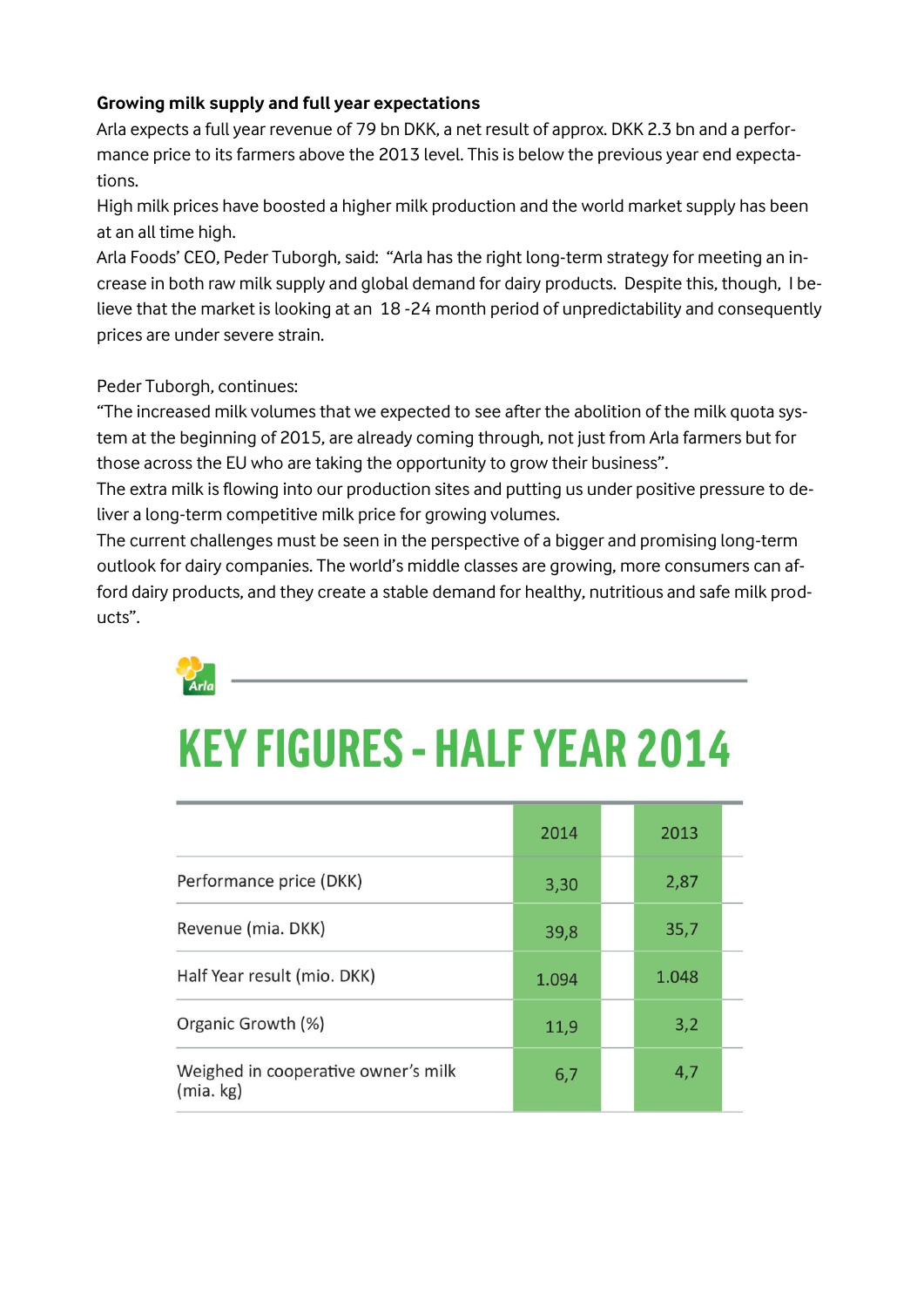**Growing milk supply and full year expectations**

Arla expects a full year revenue of 79 bn DKK, a net result of approx. DKK 2.3 bn and a performance price to its farmers above the 2013 level. This is below the previous year end expectations.

High milk prices have boosted a higher milk production and the world market supply has been at an all time high.

Arla Foods' CEO, Peder Tuborgh, said: "Arla has the right long-term strategy for meeting an increase in both raw milk supply and global demand for dairy products. Despite this, though, I believe that the market is looking at an 18 -24 month period of unpredictability and consequently prices are under severe strain.

Peder Tuborgh, continues:

"The increased milk volumes that we expected to see after the abolition of the milk quota system at the beginning of 2015, are already coming through, not just from Arla farmers but for those across the EU who are taking the opportunity to grow their business".

The extra milk is flowing into our production sites and putting us under positive pressure to deliver a long-term competitive milk price for growing volumes.

The current challenges must be seen in the perspective of a bigger and promising long-term outlook for dairy companies. The world's middle classes are growing, more consumers can afford dairy products, and they create a stable demand for healthy, nutritious and safe milk products".

# KEY FIGURES - HALF YEAR 2014

| | 2014 | 2013 |
|---|---|---|
| Performance price (DKK) | 3,30 | 2,87 |
| Revenue (mia. DKK) | 39,8 | 35,7 |
| Half Year result (mio. DKK) | 1.094 | 1.048 |
| Organic Growth (%) | 11,9 | 3,2 |
| Weighed in cooperative owner's milk (mia. kg) | 6,7 | 4,7 |